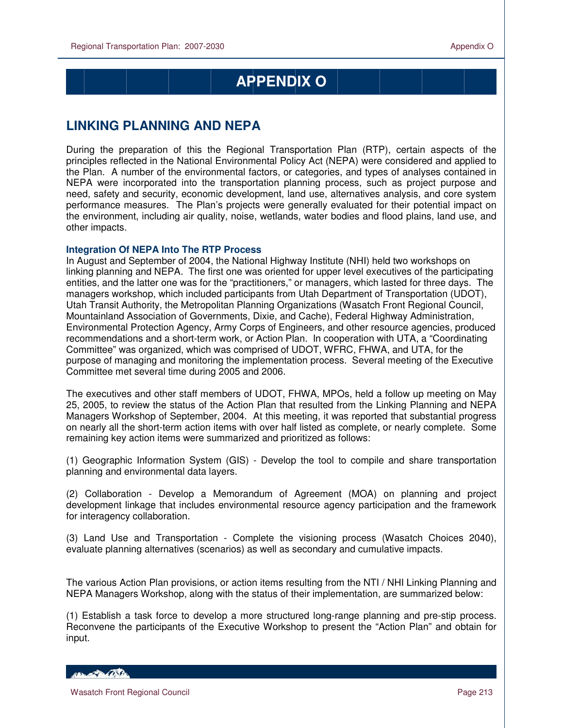# APPENDIX O

## LINKING PLANNING AND NEPA

During the preparation of this the Regional Transportation Plan (RTP), certain aspects of the principles reflected in the National Environmental Policy Act (NEPA) were considered and applied to the Plan. A number of the environmental factors, or categories, and types of analyses contained in NEPA were incorporated into the transportation planning process, such as project purpose and need, safety and security, economic development, land use, alternatives analysis, and core system performance measures. The Plan's projects were generally evaluated for their potential impact on the environment, including air quality, noise, wetlands, water bodies and flood plains, land use, and other impacts.

### Integration Of NEPA Into The RTP Process

In August and September of 2004, the National Highway Institute (NHI) held two workshops on linking planning and NEPA. The first one was oriented for upper level executives of the participating entities, and the latter one was for the "practitioners," or managers, which lasted for three days. The managers workshop, which included participants from Utah Department of Transportation (UDOT), Utah Transit Authority, the Metropolitan Planning Organizations (Wasatch Front Regional Council, Mountainland Association of Governments, Dixie, and Cache), Federal Highway Administration, Environmental Protection Agency, Army Corps of Engineers, and other resource agencies, produced recommendations and a short-term work, or Action Plan. In cooperation with UTA, a "Coordinating Committee" was organized, which was comprised of UDOT, WFRC, FHWA, and UTA, for the purpose of managing and monitoring the implementation process. Several meeting of the Executive Committee met several time during 2005 and 2006.

The executives and other staff members of UDOT, FHWA, MPOs, held a follow up meeting on May 25, 2005, to review the status of the Action Plan that resulted from the Linking Planning and NEPA Managers Workshop of September, 2004. At this meeting, it was reported that substantial progress on nearly all the short-term action items with over half listed as complete, or nearly complete. Some remaining key action items were summarized and prioritized as follows:

(1) Geographic Information System (GIS) - Develop the tool to compile and share transportation planning and environmental data layers.

(2) Collaboration - Develop a Memorandum of Agreement (MOA) on planning and project development linkage that includes environmental resource agency participation and the framework for interagency collaboration.

(3) Land Use and Transportation - Complete the visioning process (Wasatch Choices 2040), evaluate planning alternatives (scenarios) as well as secondary and cumulative impacts.

The various Action Plan provisions, or action items resulting from the NTI / NHI Linking Planning and NEPA Managers Workshop, along with the status of their implementation, are summarized below:

(1) Establish a task force to develop a more structured long-range planning and pre-stip process. Reconvene the participants of the Executive Workshop to present the "Action Plan" and obtain for input.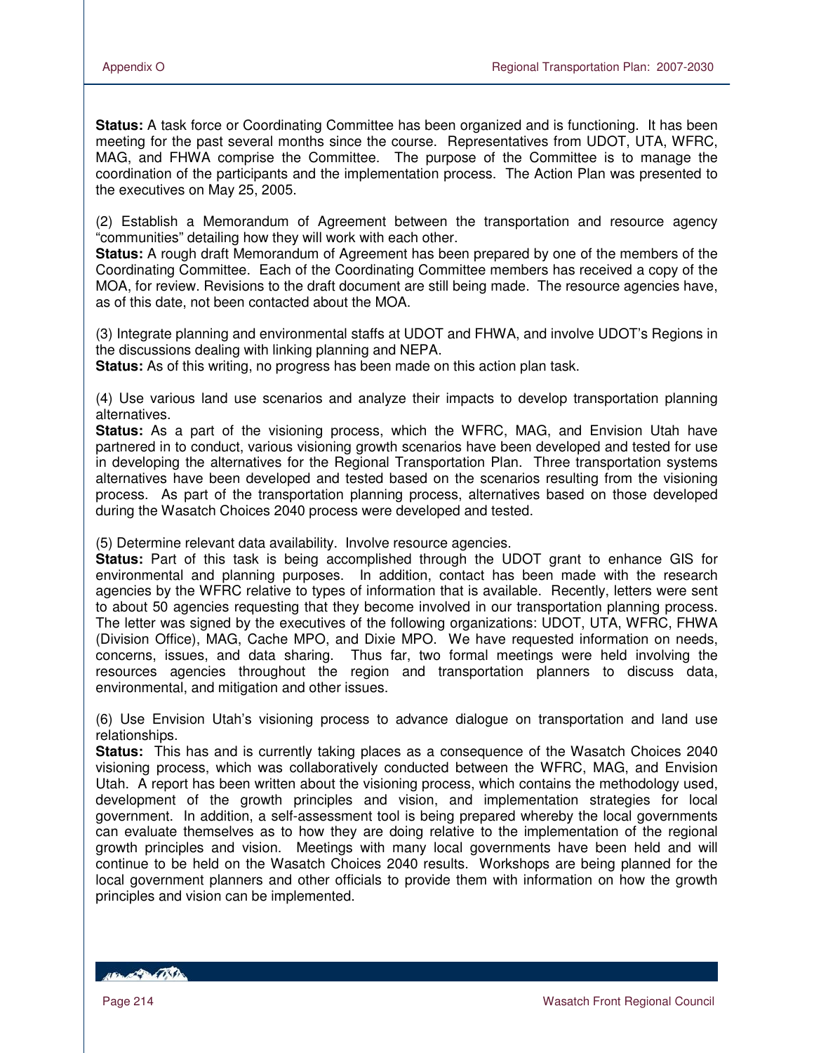**Status:** A task force or Coordinating Committee has been organized and is functioning. It has been meeting for the past several months since the course. Representatives from UDOT, UTA, WFRC, MAG, and FHWA comprise the Committee. The purpose of the Committee is to manage the coordination of the participants and the implementation process. The Action Plan was presented to the executives on May 25, 2005.

(2) Establish a Memorandum of Agreement between the transportation and resource agency "communities" detailing how they will work with each other.
**Status:** A rough draft Memorandum of Agreement has been prepared by one of the members of the Coordinating Committee. Each of the Coordinating Committee members has received a copy of the MOA, for review. Revisions to the draft document are still being made. The resource agencies have, as of this date, not been contacted about the MOA.

(3) Integrate planning and environmental staffs at UDOT and FHWA, and involve UDOT's Regions in the discussions dealing with linking planning and NEPA.
**Status:** As of this writing, no progress has been made on this action plan task.

(4) Use various land use scenarios and analyze their impacts to develop transportation planning alternatives.
**Status:** As a part of the visioning process, which the WFRC, MAG, and Envision Utah have partnered in to conduct, various visioning growth scenarios have been developed and tested for use in developing the alternatives for the Regional Transportation Plan. Three transportation systems alternatives have been developed and tested based on the scenarios resulting from the visioning process. As part of the transportation planning process, alternatives based on those developed during the Wasatch Choices 2040 process were developed and tested.

(5) Determine relevant data availability. Involve resource agencies.
**Status:** Part of this task is being accomplished through the UDOT grant to enhance GIS for environmental and planning purposes. In addition, contact has been made with the research agencies by the WFRC relative to types of information that is available. Recently, letters were sent to about 50 agencies requesting that they become involved in our transportation planning process. The letter was signed by the executives of the following organizations: UDOT, UTA, WFRC, FHWA (Division Office), MAG, Cache MPO, and Dixie MPO. We have requested information on needs, concerns, issues, and data sharing. Thus far, two formal meetings were held involving the resources agencies throughout the region and transportation planners to discuss data, environmental, and mitigation and other issues.

(6) Use Envision Utah's visioning process to advance dialogue on transportation and land use relationships.
**Status:** This has and is currently taking places as a consequence of the Wasatch Choices 2040 visioning process, which was collaboratively conducted between the WFRC, MAG, and Envision Utah. A report has been written about the visioning process, which contains the methodology used, development of the growth principles and vision, and implementation strategies for local government. In addition, a self-assessment tool is being prepared whereby the local governments can evaluate themselves as to how they are doing relative to the implementation of the regional growth principles and vision. Meetings with many local governments have been held and will continue to be held on the Wasatch Choices 2040 results. Workshops are being planned for the local government planners and other officials to provide them with information on how the growth principles and vision can be implemented.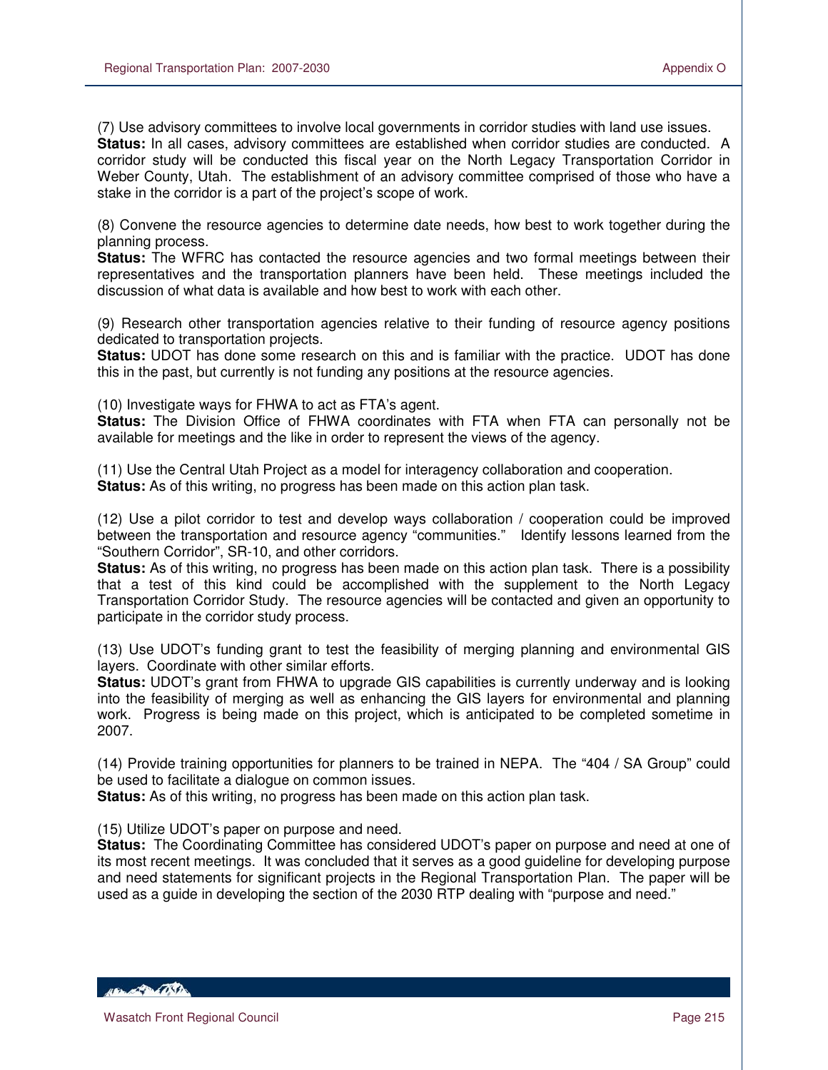(7) Use advisory committees to involve local governments in corridor studies with land use issues.
**Status:** In all cases, advisory committees are established when corridor studies are conducted. A corridor study will be conducted this fiscal year on the North Legacy Transportation Corridor in Weber County, Utah. The establishment of an advisory committee comprised of those who have a stake in the corridor is a part of the project's scope of work.

(8) Convene the resource agencies to determine date needs, how best to work together during the planning process.
**Status:** The WFRC has contacted the resource agencies and two formal meetings between their representatives and the transportation planners have been held. These meetings included the discussion of what data is available and how best to work with each other.

(9) Research other transportation agencies relative to their funding of resource agency positions dedicated to transportation projects.
**Status:** UDOT has done some research on this and is familiar with the practice. UDOT has done this in the past, but currently is not funding any positions at the resource agencies.

(10) Investigate ways for FHWA to act as FTA's agent.
**Status:** The Division Office of FHWA coordinates with FTA when FTA can personally not be available for meetings and the like in order to represent the views of the agency.

(11) Use the Central Utah Project as a model for interagency collaboration and cooperation.
**Status:** As of this writing, no progress has been made on this action plan task.

(12) Use a pilot corridor to test and develop ways collaboration / cooperation could be improved between the transportation and resource agency "communities." Identify lessons learned from the "Southern Corridor", SR-10, and other corridors.
**Status:** As of this writing, no progress has been made on this action plan task. There is a possibility that a test of this kind could be accomplished with the supplement to the North Legacy Transportation Corridor Study. The resource agencies will be contacted and given an opportunity to participate in the corridor study process.

(13) Use UDOT's funding grant to test the feasibility of merging planning and environmental GIS layers. Coordinate with other similar efforts.
**Status:** UDOT's grant from FHWA to upgrade GIS capabilities is currently underway and is looking into the feasibility of merging as well as enhancing the GIS layers for environmental and planning work. Progress is being made on this project, which is anticipated to be completed sometime in 2007.

(14) Provide training opportunities for planners to be trained in NEPA. The "404 / SA Group" could be used to facilitate a dialogue on common issues.
**Status:** As of this writing, no progress has been made on this action plan task.

(15) Utilize UDOT's paper on purpose and need.
**Status:** The Coordinating Committee has considered UDOT's paper on purpose and need at one of its most recent meetings. It was concluded that it serves as a good guideline for developing purpose and need statements for significant projects in the Regional Transportation Plan. The paper will be used as a guide in developing the section of the 2030 RTP dealing with "purpose and need."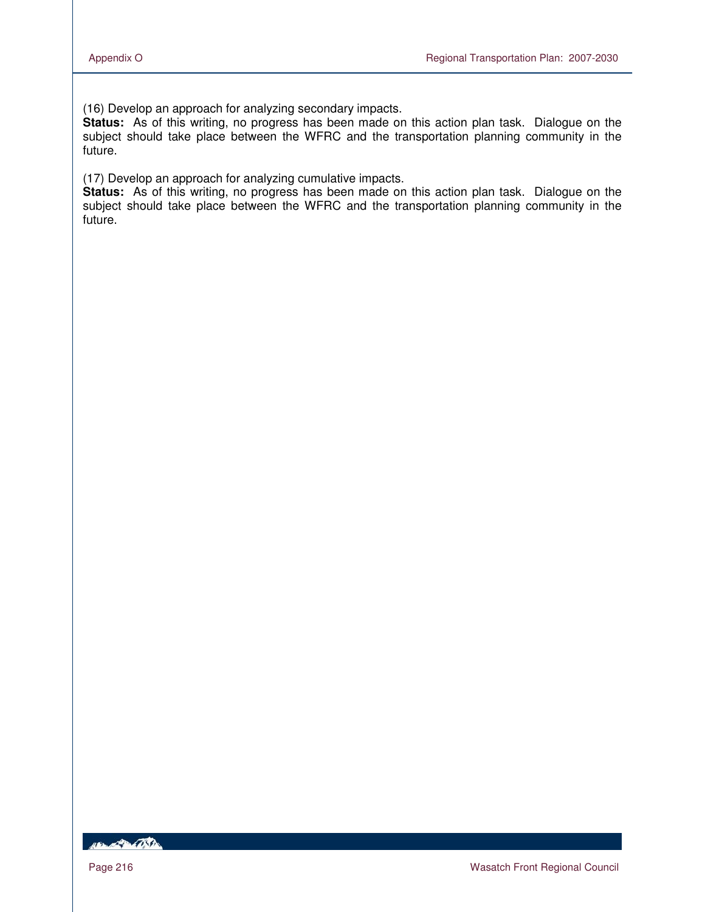(16) Develop an approach for analyzing secondary impacts.
**Status:** As of this writing, no progress has been made on this action plan task. Dialogue on the subject should take place between the WFRC and the transportation planning community in the future.

(17) Develop an approach for analyzing cumulative impacts.
**Status:** As of this writing, no progress has been made on this action plan task. Dialogue on the subject should take place between the WFRC and the transportation planning community in the future.